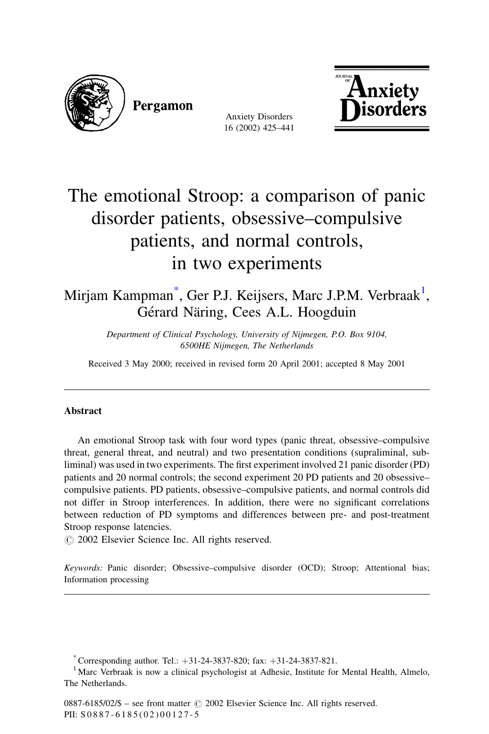# The emotional Stroop: a comparison of panic disorder patients, obsessive–compulsive patients, and normal controls, in two experiments

Mirjam Kampman*, Ger P.J. Keijsers, Marc J.P.M. Verbraak[1], Gérard Näring, Cees A.L. Hoogduin

*Department of Clinical Psychology, University of Nijmegen, P.O. Box 9104, 6500HE Nijmegen, The Netherlands*

Received 3 May 2000; received in revised form 20 April 2001; accepted 8 May 2001

---

## Abstract

An emotional Stroop task with four word types (panic threat, obsessive–compulsive threat, general threat, and neutral) and two presentation conditions (supraliminal, subliminal) was used in two experiments. The first experiment involved 21 panic disorder (PD) patients and 20 normal controls; the second experiment 20 PD patients and 20 obsessive–compulsive patients. PD patients, obsessive–compulsive patients, and normal controls did not differ in Stroop interferences. In addition, there were no significant correlations between reduction of PD symptoms and differences between pre- and post-treatment Stroop response latencies.
© 2002 Elsevier Science Inc. All rights reserved.

*Keywords:* Panic disorder; Obsessive–compulsive disorder (OCD); Stroop; Attentional bias; Information processing

---

* Corresponding author. Tel.: +31-24-3837-820; fax: +31-24-3837-821.

[1] Marc Verbraak is now a clinical psychologist at Adhesie, Institute for Mental Health, Almelo, The Netherlands.

0887-6185/02/$ – see front matter © 2002 Elsevier Science Inc. All rights reserved.
PII: S0887-6185(02)00127-5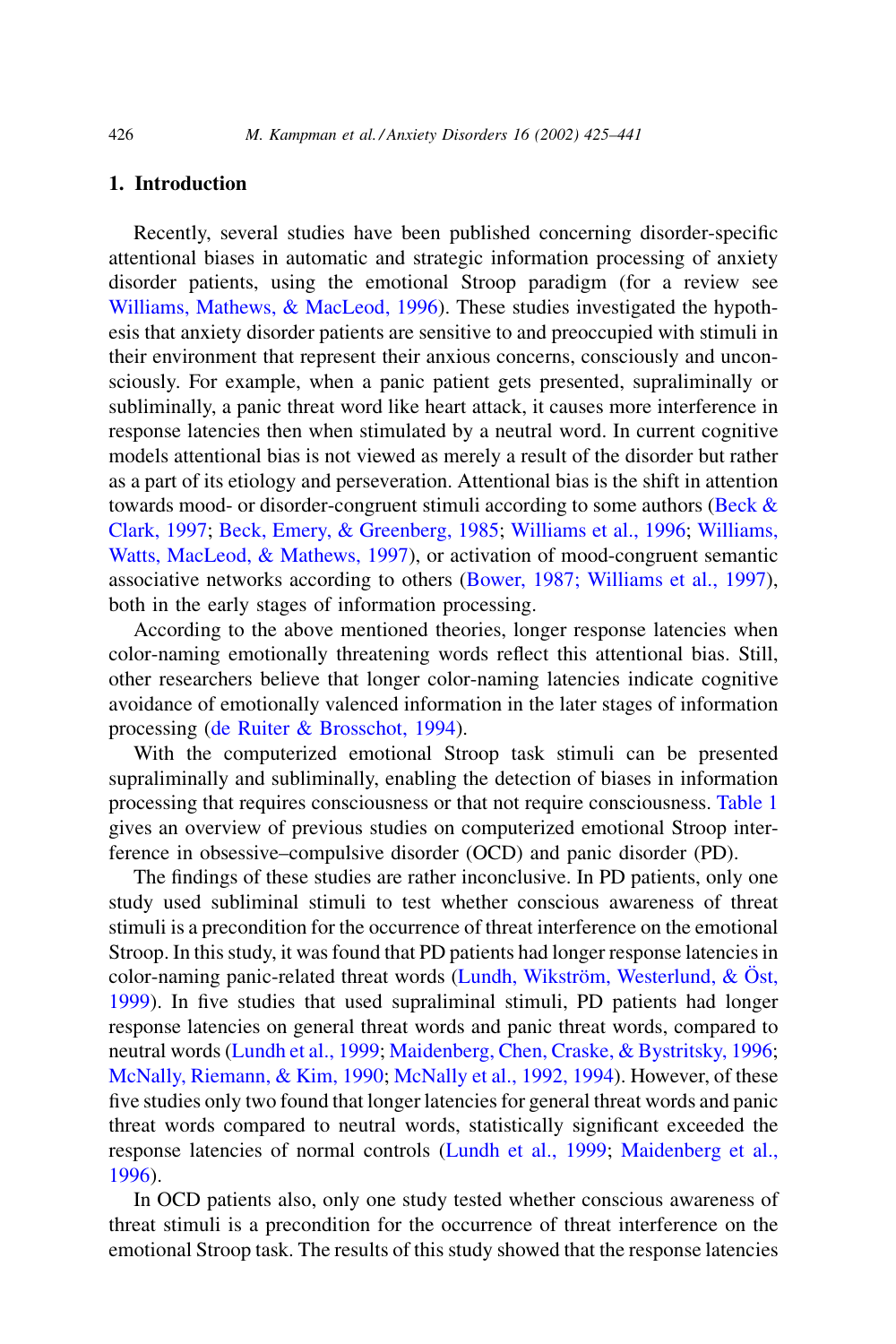## 1. Introduction

Recently, several studies have been published concerning disorder-specific attentional biases in automatic and strategic information processing of anxiety disorder patients, using the emotional Stroop paradigm (for a review see Williams, Mathews, & MacLeod, 1996). These studies investigated the hypothesis that anxiety disorder patients are sensitive to and preoccupied with stimuli in their environment that represent their anxious concerns, consciously and unconsciously. For example, when a panic patient gets presented, supraliminally or subliminally, a panic threat word like heart attack, it causes more interference in response latencies then when stimulated by a neutral word. In current cognitive models attentional bias is not viewed as merely a result of the disorder but rather as a part of its etiology and perseveration. Attentional bias is the shift in attention towards mood- or disorder-congruent stimuli according to some authors (Beck & Clark, 1997; Beck, Emery, & Greenberg, 1985; Williams et al., 1996; Williams, Watts, MacLeod, & Mathews, 1997), or activation of mood-congruent semantic associative networks according to others (Bower, 1987; Williams et al., 1997), both in the early stages of information processing.

According to the above mentioned theories, longer response latencies when color-naming emotionally threatening words reflect this attentional bias. Still, other researchers believe that longer color-naming latencies indicate cognitive avoidance of emotionally valenced information in the later stages of information processing (de Ruiter & Brosschot, 1994).

With the computerized emotional Stroop task stimuli can be presented supraliminally and subliminally, enabling the detection of biases in information processing that requires consciousness or that not require consciousness. Table 1 gives an overview of previous studies on computerized emotional Stroop interference in obsessive–compulsive disorder (OCD) and panic disorder (PD).

The findings of these studies are rather inconclusive. In PD patients, only one study used subliminal stimuli to test whether conscious awareness of threat stimuli is a precondition for the occurrence of threat interference on the emotional Stroop. In this study, it was found that PD patients had longer response latencies in color-naming panic-related threat words (Lundh, Wikström, Westerlund, & Öst, 1999). In five studies that used supraliminal stimuli, PD patients had longer response latencies on general threat words and panic threat words, compared to neutral words (Lundh et al., 1999; Maidenberg, Chen, Craske, & Bystritsky, 1996; McNally, Riemann, & Kim, 1990; McNally et al., 1992, 1994). However, of these five studies only two found that longer latencies for general threat words and panic threat words compared to neutral words, statistically significant exceeded the response latencies of normal controls (Lundh et al., 1999; Maidenberg et al., 1996).

In OCD patients also, only one study tested whether conscious awareness of threat stimuli is a precondition for the occurrence of threat interference on the emotional Stroop task. The results of this study showed that the response latencies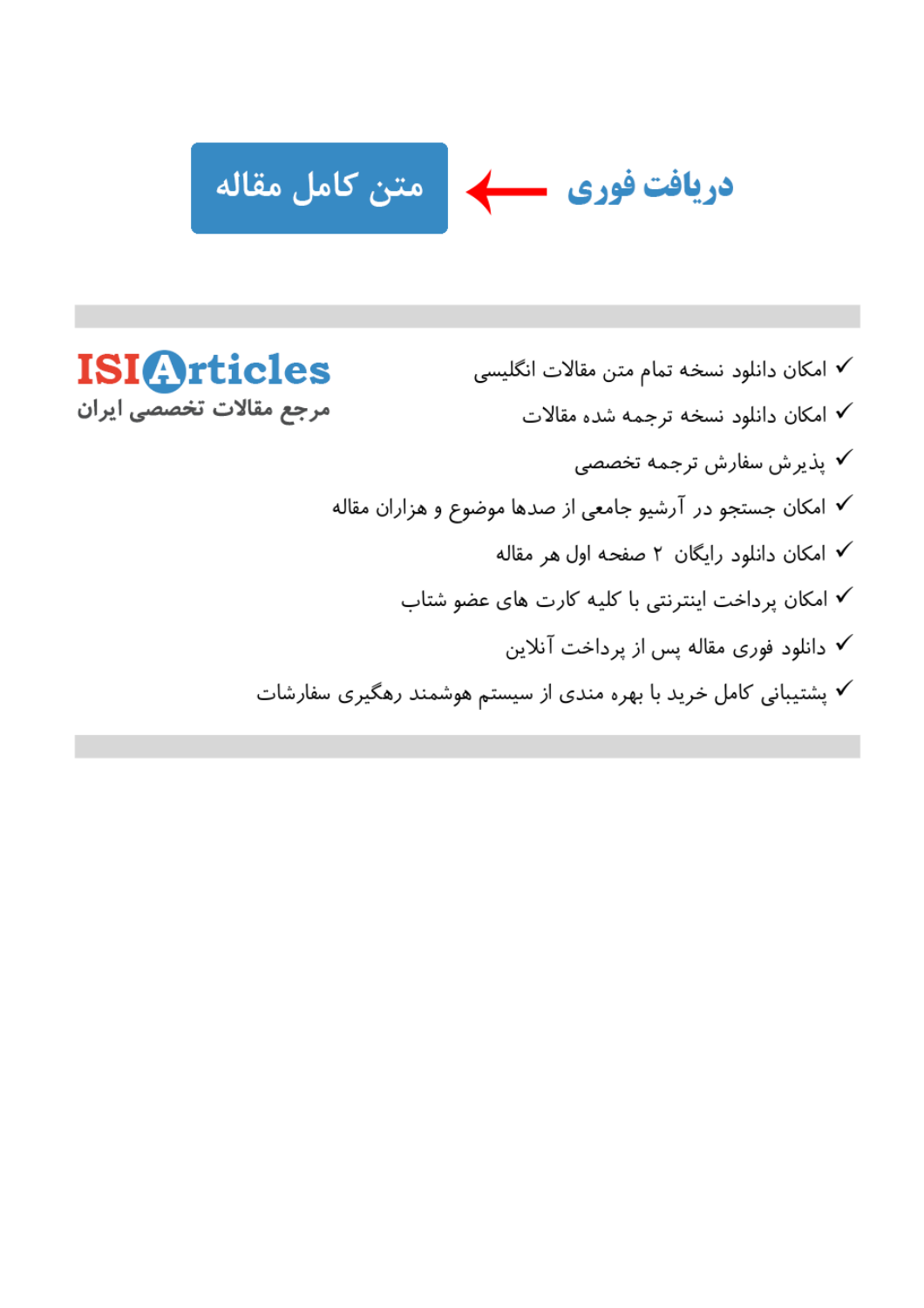دریافت فوری ← **متن کامل مقاله**

**ISIArticles**
مرجع مقالات تخصصی ایران

- ✓ امکان دانلود نسخه تمام متن مقالات انگلیسی
- ✓ امکان دانلود نسخه ترجمه شده مقالات
- ✓ پذیرش سفارش ترجمه تخصصی
- ✓ امکان جستجو در آرشیو جامعی از صدها موضوع و هزاران مقاله
- ✓ امکان دانلود رایگان ۲ صفحه اول هر مقاله
- ✓ امکان پرداخت اینترنتی با کلیه کارت های عضو شتاب
- ✓ دانلود فوری مقاله پس از پرداخت آنلاین
- ✓ پشتیبانی کامل خرید با بهره مندی از سیستم هوشمند رهگیری سفارشات